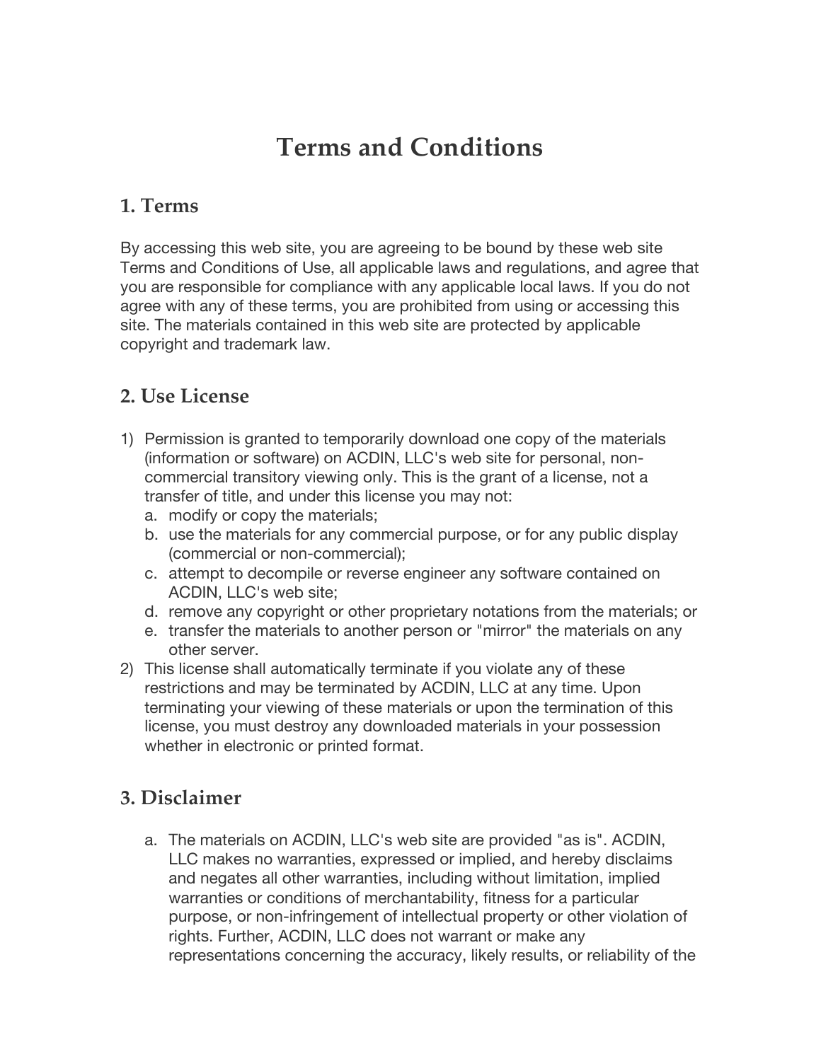# Terms and Conditions

## 1. Terms

By accessing this web site, you are agreeing to be bound by these web site Terms and Conditions of Use, all applicable laws and regulations, and agree that you are responsible for compliance with any applicable local laws. If you do not agree with any of these terms, you are prohibited from using or accessing this site. The materials contained in this web site are protected by applicable copyright and trademark law.

## 2. Use License

1) Permission is granted to temporarily download one copy of the materials (information or software) on ACDIN, LLC's web site for personal, non-commercial transitory viewing only. This is the grant of a license, not a transfer of title, and under this license you may not:
   a. modify or copy the materials;
   b. use the materials for any commercial purpose, or for any public display (commercial or non-commercial);
   c. attempt to decompile or reverse engineer any software contained on ACDIN, LLC's web site;
   d. remove any copyright or other proprietary notations from the materials; or
   e. transfer the materials to another person or "mirror" the materials on any other server.
2) This license shall automatically terminate if you violate any of these restrictions and may be terminated by ACDIN, LLC at any time. Upon terminating your viewing of these materials or upon the termination of this license, you must destroy any downloaded materials in your possession whether in electronic or printed format.

## 3. Disclaimer

a. The materials on ACDIN, LLC's web site are provided "as is". ACDIN, LLC makes no warranties, expressed or implied, and hereby disclaims and negates all other warranties, including without limitation, implied warranties or conditions of merchantability, fitness for a particular purpose, or non-infringement of intellectual property or other violation of rights. Further, ACDIN, LLC does not warrant or make any representations concerning the accuracy, likely results, or reliability of the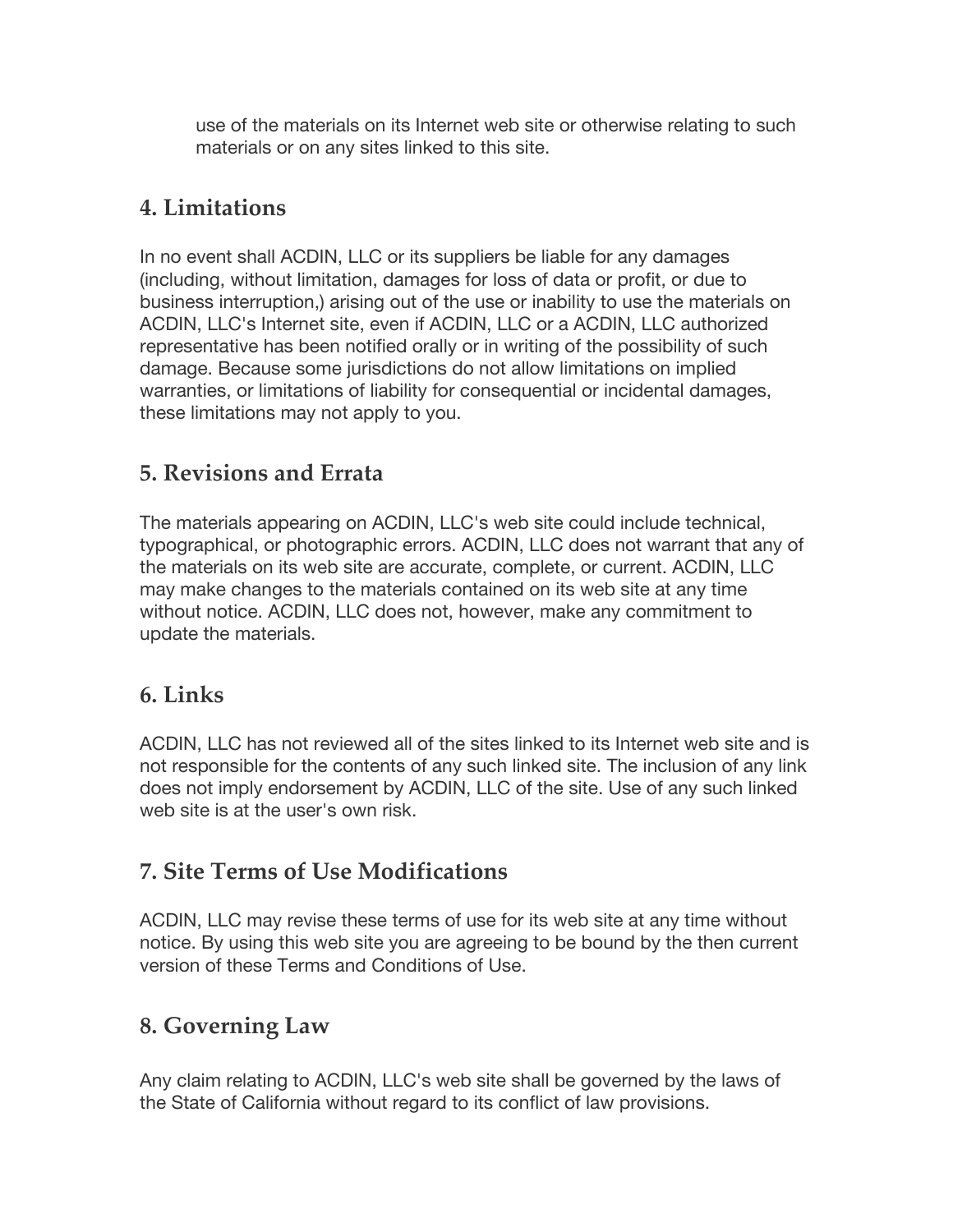use of the materials on its Internet web site or otherwise relating to such materials or on any sites linked to this site.

## 4. Limitations

In no event shall ACDIN, LLC or its suppliers be liable for any damages (including, without limitation, damages for loss of data or profit, or due to business interruption,) arising out of the use or inability to use the materials on ACDIN, LLC's Internet site, even if ACDIN, LLC or a ACDIN, LLC authorized representative has been notified orally or in writing of the possibility of such damage. Because some jurisdictions do not allow limitations on implied warranties, or limitations of liability for consequential or incidental damages, these limitations may not apply to you.

## 5. Revisions and Errata

The materials appearing on ACDIN, LLC's web site could include technical, typographical, or photographic errors. ACDIN, LLC does not warrant that any of the materials on its web site are accurate, complete, or current. ACDIN, LLC may make changes to the materials contained on its web site at any time without notice. ACDIN, LLC does not, however, make any commitment to update the materials.

## 6. Links

ACDIN, LLC has not reviewed all of the sites linked to its Internet web site and is not responsible for the contents of any such linked site. The inclusion of any link does not imply endorsement by ACDIN, LLC of the site. Use of any such linked web site is at the user's own risk.

## 7. Site Terms of Use Modifications

ACDIN, LLC may revise these terms of use for its web site at any time without notice. By using this web site you are agreeing to be bound by the then current version of these Terms and Conditions of Use.

## 8. Governing Law

Any claim relating to ACDIN, LLC's web site shall be governed by the laws of the State of California without regard to its conflict of law provisions.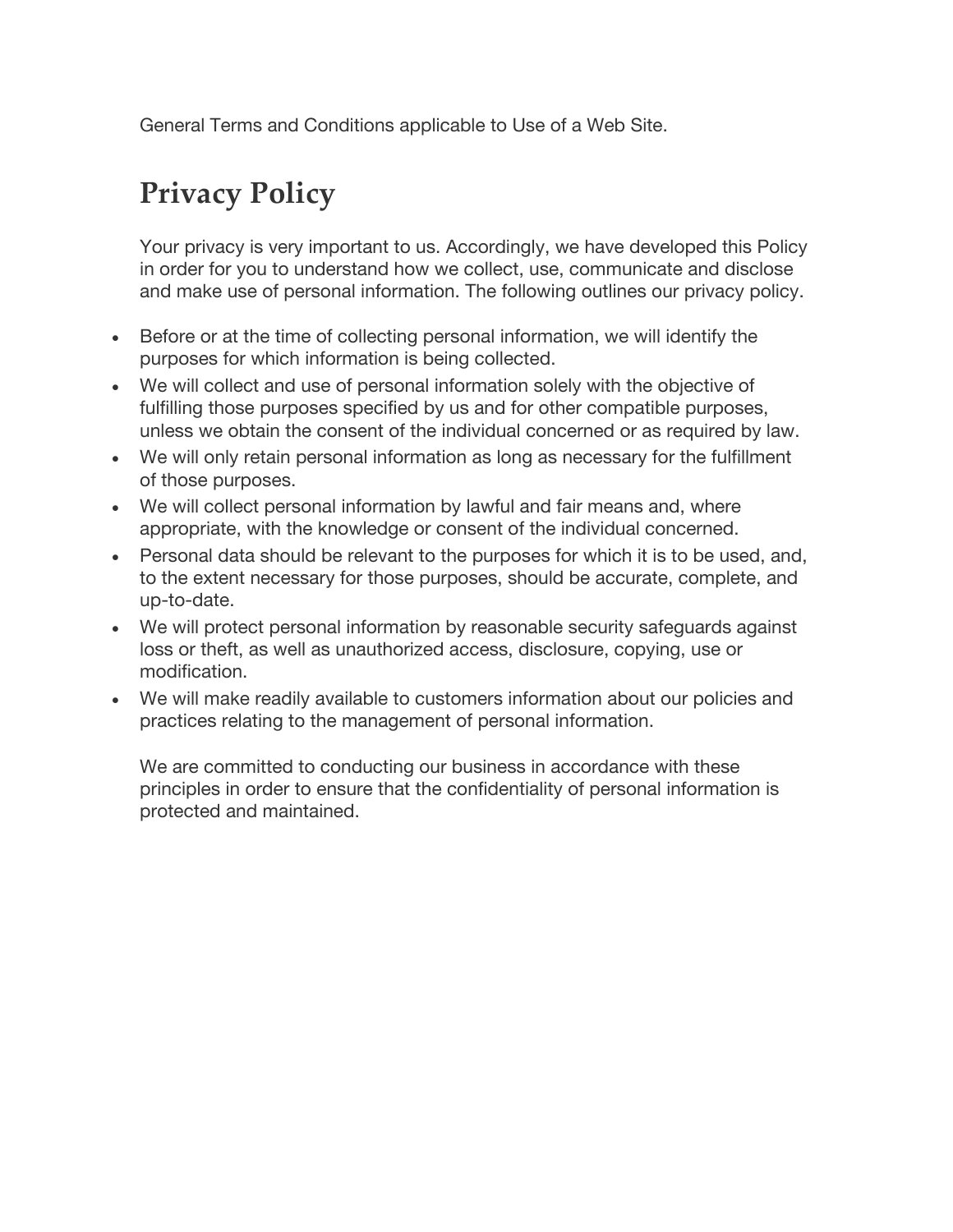General Terms and Conditions applicable to Use of a Web Site.

## Privacy Policy

Your privacy is very important to us. Accordingly, we have developed this Policy in order for you to understand how we collect, use, communicate and disclose and make use of personal information. The following outlines our privacy policy.

- Before or at the time of collecting personal information, we will identify the purposes for which information is being collected.
- We will collect and use of personal information solely with the objective of fulfilling those purposes specified by us and for other compatible purposes, unless we obtain the consent of the individual concerned or as required by law.
- We will only retain personal information as long as necessary for the fulfillment of those purposes.
- We will collect personal information by lawful and fair means and, where appropriate, with the knowledge or consent of the individual concerned.
- Personal data should be relevant to the purposes for which it is to be used, and, to the extent necessary for those purposes, should be accurate, complete, and up-to-date.
- We will protect personal information by reasonable security safeguards against loss or theft, as well as unauthorized access, disclosure, copying, use or modification.
- We will make readily available to customers information about our policies and practices relating to the management of personal information.

We are committed to conducting our business in accordance with these principles in order to ensure that the confidentiality of personal information is protected and maintained.